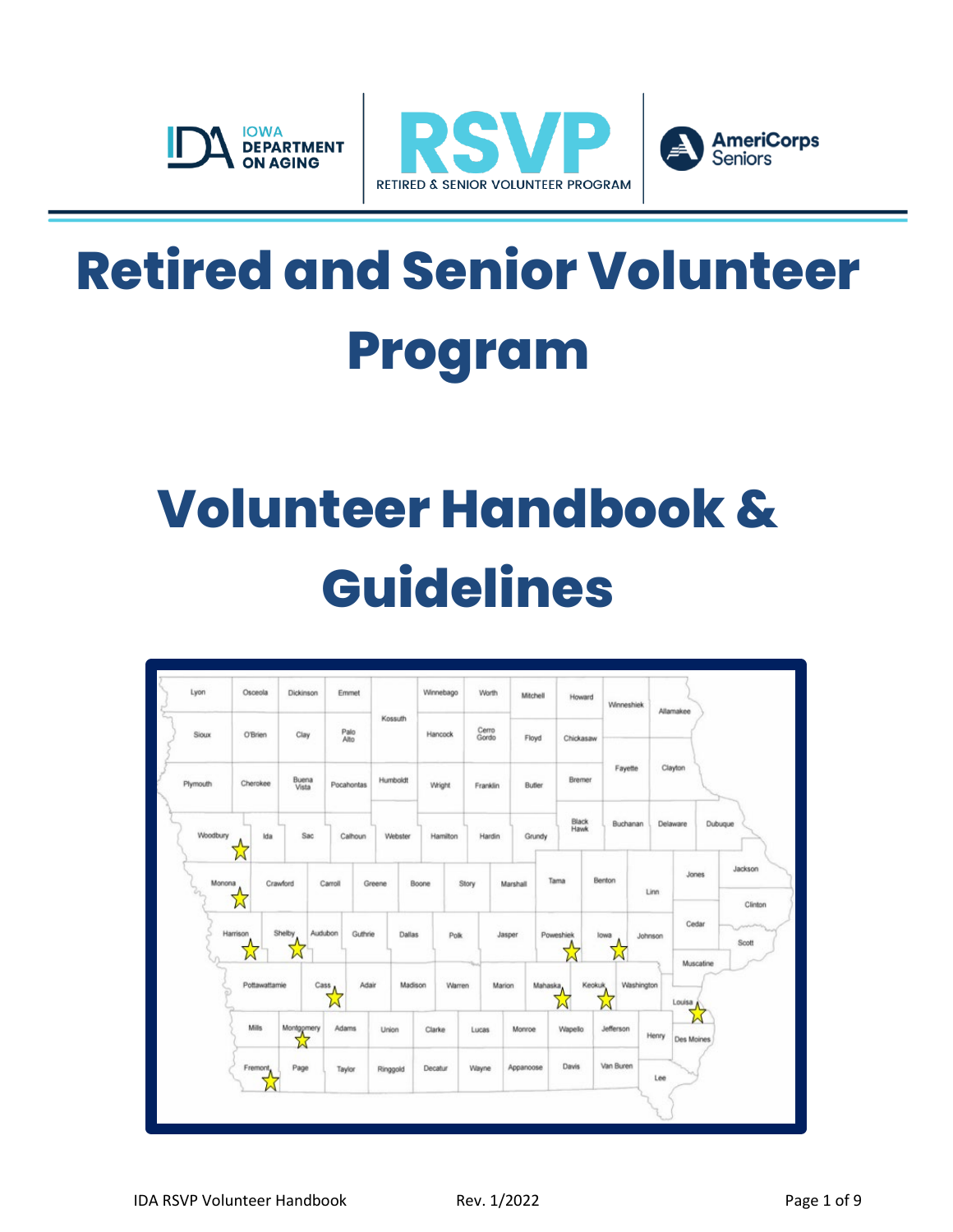IOWA DEPARTMENT ON AGING

RSVP RETIRED & SENIOR VOLUNTEER PROGRAM

AmeriCorps Seniors

# Retired and Senior Volunteer Program

# Volunteer Handbook & Guidelines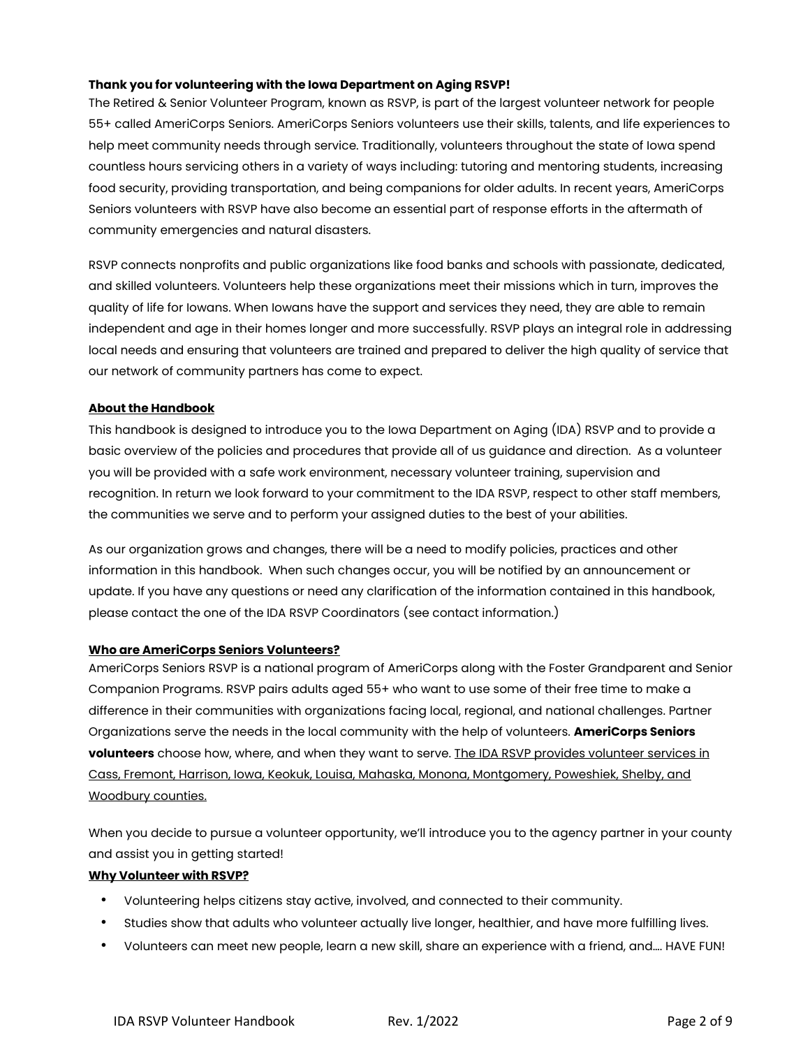**Thank you for volunteering with the Iowa Department on Aging RSVP!**

The Retired & Senior Volunteer Program, known as RSVP, is part of the largest volunteer network for people 55+ called AmeriCorps Seniors. AmeriCorps Seniors volunteers use their skills, talents, and life experiences to help meet community needs through service. Traditionally, volunteers throughout the state of Iowa spend countless hours servicing others in a variety of ways including: tutoring and mentoring students, increasing food security, providing transportation, and being companions for older adults. In recent years, AmeriCorps Seniors volunteers with RSVP have also become an essential part of response efforts in the aftermath of community emergencies and natural disasters.

RSVP connects nonprofits and public organizations like food banks and schools with passionate, dedicated, and skilled volunteers. Volunteers help these organizations meet their missions which in turn, improves the quality of life for Iowans. When Iowans have the support and services they need, they are able to remain independent and age in their homes longer and more successfully. RSVP plays an integral role in addressing local needs and ensuring that volunteers are trained and prepared to deliver the high quality of service that our network of community partners has come to expect.

## About the Handbook

This handbook is designed to introduce you to the Iowa Department on Aging (IDA) RSVP and to provide a basic overview of the policies and procedures that provide all of us guidance and direction. As a volunteer you will be provided with a safe work environment, necessary volunteer training, supervision and recognition. In return we look forward to your commitment to the IDA RSVP, respect to other staff members, the communities we serve and to perform your assigned duties to the best of your abilities.

As our organization grows and changes, there will be a need to modify policies, practices and other information in this handbook. When such changes occur, you will be notified by an announcement or update. If you have any questions or need any clarification of the information contained in this handbook, please contact the one of the IDA RSVP Coordinators (see contact information.)

## Who are AmeriCorps Seniors Volunteers?

AmeriCorps Seniors RSVP is a national program of AmeriCorps along with the Foster Grandparent and Senior Companion Programs. RSVP pairs adults aged 55+ who want to use some of their free time to make a difference in their communities with organizations facing local, regional, and national challenges. Partner Organizations serve the needs in the local community with the help of volunteers. **AmeriCorps Seniors volunteers** choose how, where, and when they want to serve. The IDA RSVP provides volunteer services in Cass, Fremont, Harrison, Iowa, Keokuk, Louisa, Mahaska, Monona, Montgomery, Poweshiek, Shelby, and Woodbury counties.

When you decide to pursue a volunteer opportunity, we'll introduce you to the agency partner in your county and assist you in getting started!

## Why Volunteer with RSVP?

- Volunteering helps citizens stay active, involved, and connected to their community.
- Studies show that adults who volunteer actually live longer, healthier, and have more fulfilling lives.
- Volunteers can meet new people, learn a new skill, share an experience with a friend, and.... HAVE FUN!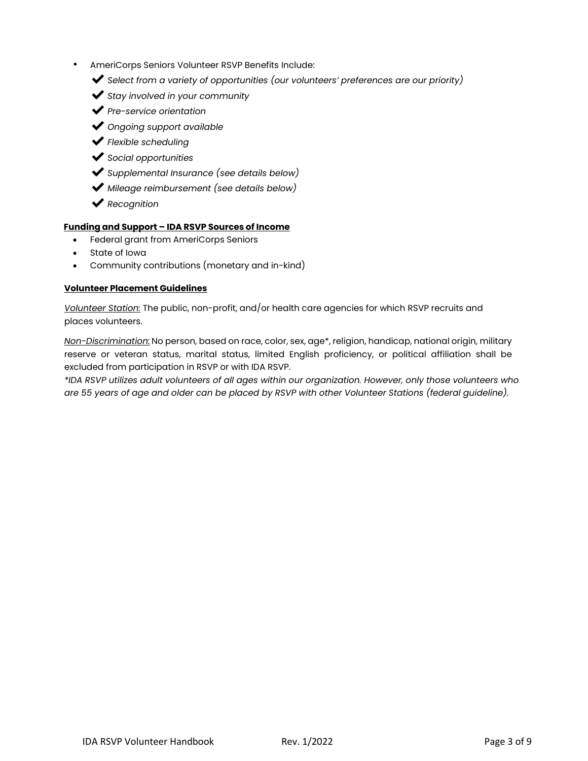- AmeriCorps Seniors Volunteer RSVP Benefits Include:
  - ✔ *Select from a variety of opportunities (our volunteers' preferences are our priority)*
  - ✔ *Stay involved in your community*
  - ✔ *Pre-service orientation*
  - ✔ *Ongoing support available*
  - ✔ *Flexible scheduling*
  - ✔ *Social opportunities*
  - ✔ *Supplemental Insurance (see details below)*
  - ✔ *Mileage reimbursement (see details below)*
  - ✔ *Recognition*

**Funding and Support – IDA RSVP Sources of Income**

- Federal grant from AmeriCorps Seniors
- State of Iowa
- Community contributions (monetary and in-kind)

**Volunteer Placement Guidelines**

*Volunteer Station*: The public, non-profit, and/or health care agencies for which RSVP recruits and places volunteers.

*Non-Discrimination*: No person, based on race, color, sex, age*, religion, handicap, national origin, military reserve or veteran status, marital status, limited English proficiency, or political affiliation shall be excluded from participation in RSVP or with IDA RSVP.

*\*IDA RSVP utilizes adult volunteers of all ages within our organization. However, only those volunteers who are 55 years of age and older can be placed by RSVP with other Volunteer Stations (federal guideline).*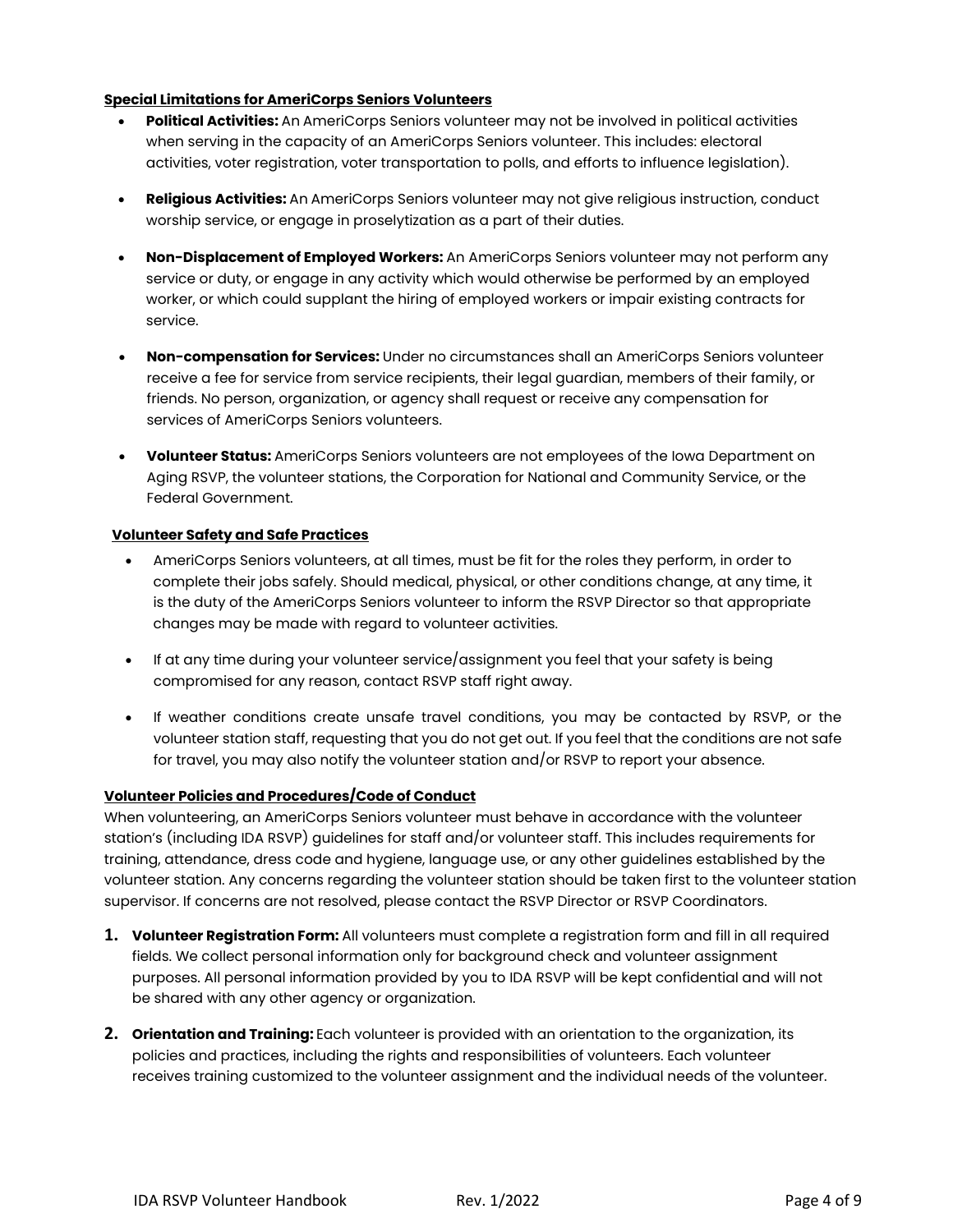**Special Limitations for AmeriCorps Seniors Volunteers**

- **Political Activities:** An AmeriCorps Seniors volunteer may not be involved in political activities when serving in the capacity of an AmeriCorps Seniors volunteer. This includes: electoral activities, voter registration, voter transportation to polls, and efforts to influence legislation).

- **Religious Activities:** An AmeriCorps Seniors volunteer may not give religious instruction, conduct worship service, or engage in proselytization as a part of their duties.

- **Non-Displacement of Employed Workers:** An AmeriCorps Seniors volunteer may not perform any service or duty, or engage in any activity which would otherwise be performed by an employed worker, or which could supplant the hiring of employed workers or impair existing contracts for service.

- **Non-compensation for Services:** Under no circumstances shall an AmeriCorps Seniors volunteer receive a fee for service from service recipients, their legal guardian, members of their family, or friends. No person, organization, or agency shall request or receive any compensation for services of AmeriCorps Seniors volunteers.

- **Volunteer Status:** AmeriCorps Seniors volunteers are not employees of the Iowa Department on Aging RSVP, the volunteer stations, the Corporation for National and Community Service, or the Federal Government.

**Volunteer Safety and Safe Practices**

- AmeriCorps Seniors volunteers, at all times, must be fit for the roles they perform, in order to complete their jobs safely. Should medical, physical, or other conditions change, at any time, it is the duty of the AmeriCorps Seniors volunteer to inform the RSVP Director so that appropriate changes may be made with regard to volunteer activities.

- If at any time during your volunteer service/assignment you feel that your safety is being compromised for any reason, contact RSVP staff right away.

- If weather conditions create unsafe travel conditions, you may be contacted by RSVP, or the volunteer station staff, requesting that you do not get out. If you feel that the conditions are not safe for travel, you may also notify the volunteer station and/or RSVP to report your absence.

**Volunteer Policies and Procedures/Code of Conduct**

When volunteering, an AmeriCorps Seniors volunteer must behave in accordance with the volunteer station's (including IDA RSVP) guidelines for staff and/or volunteer staff. This includes requirements for training, attendance, dress code and hygiene, language use, or any other guidelines established by the volunteer station. Any concerns regarding the volunteer station should be taken first to the volunteer station supervisor. If concerns are not resolved, please contact the RSVP Director or RSVP Coordinators.

1. **Volunteer Registration Form:** All volunteers must complete a registration form and fill in all required fields. We collect personal information only for background check and volunteer assignment purposes. All personal information provided by you to IDA RSVP will be kept confidential and will not be shared with any other agency or organization.

2. **Orientation and Training:** Each volunteer is provided with an orientation to the organization, its policies and practices, including the rights and responsibilities of volunteers. Each volunteer receives training customized to the volunteer assignment and the individual needs of the volunteer.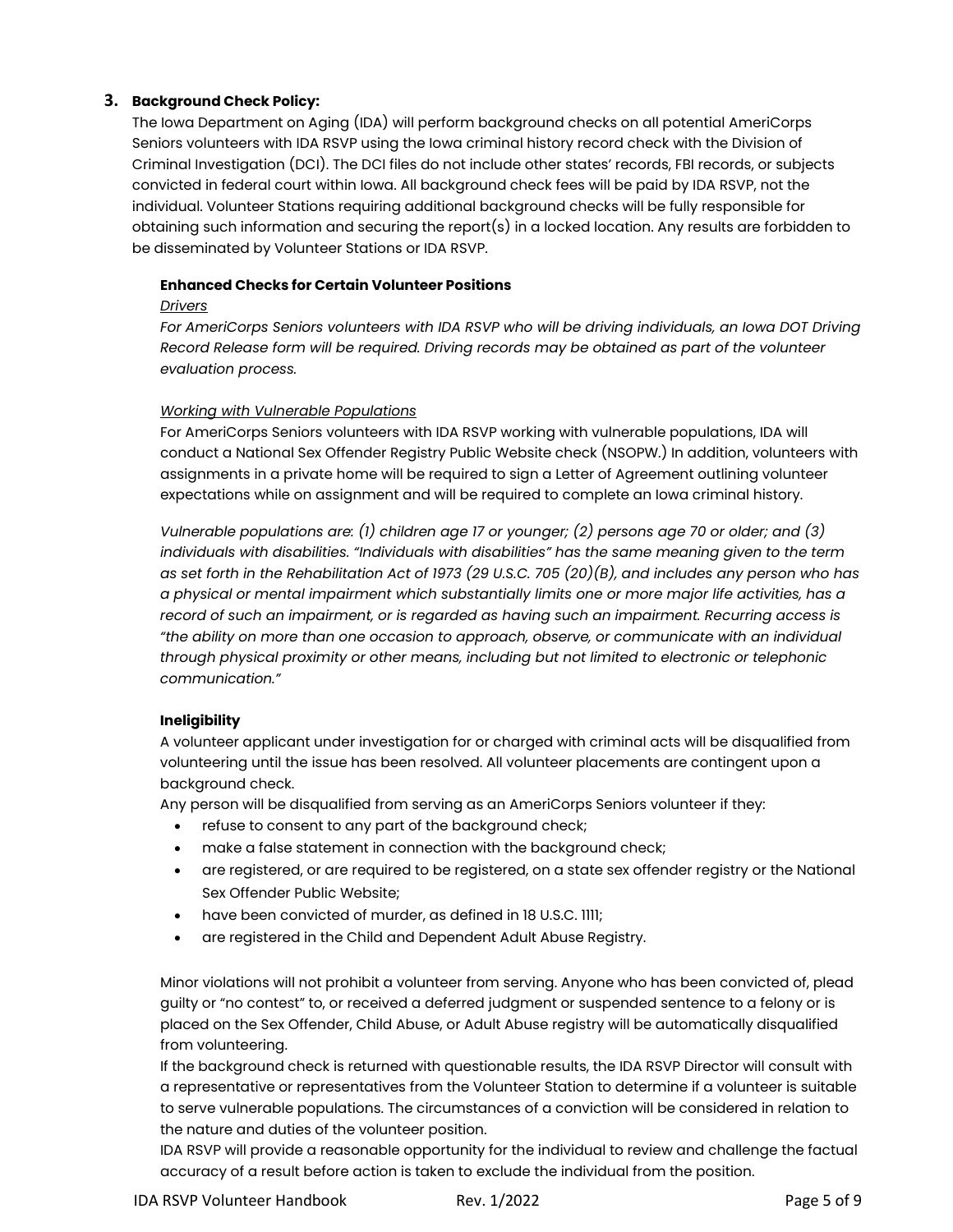### 3. **Background Check Policy:**

The Iowa Department on Aging (IDA) will perform background checks on all potential AmeriCorps Seniors volunteers with IDA RSVP using the Iowa criminal history record check with the Division of Criminal Investigation (DCI). The DCI files do not include other states' records, FBI records, or subjects convicted in federal court within Iowa. All background check fees will be paid by IDA RSVP, not the individual. Volunteer Stations requiring additional background checks will be fully responsible for obtaining such information and securing the report(s) in a locked location. Any results are forbidden to be disseminated by Volunteer Stations or IDA RSVP.

**Enhanced Checks for Certain Volunteer Positions**

*Drivers*

*For AmeriCorps Seniors volunteers with IDA RSVP who will be driving individuals, an Iowa DOT Driving Record Release form will be required. Driving records may be obtained as part of the volunteer evaluation process.*

*Working with Vulnerable Populations*

For AmeriCorps Seniors volunteers with IDA RSVP working with vulnerable populations, IDA will conduct a National Sex Offender Registry Public Website check (NSOPW.) In addition, volunteers with assignments in a private home will be required to sign a Letter of Agreement outlining volunteer expectations while on assignment and will be required to complete an Iowa criminal history.

*Vulnerable populations are: (1) children age 17 or younger; (2) persons age 70 or older; and (3) individuals with disabilities. "Individuals with disabilities" has the same meaning given to the term as set forth in the Rehabilitation Act of 1973 (29 U.S.C. 705 (20)(B), and includes any person who has a physical or mental impairment which substantially limits one or more major life activities, has a record of such an impairment, or is regarded as having such an impairment. Recurring access is "the ability on more than one occasion to approach, observe, or communicate with an individual through physical proximity or other means, including but not limited to electronic or telephonic communication."*

**Ineligibility**

A volunteer applicant under investigation for or charged with criminal acts will be disqualified from volunteering until the issue has been resolved. All volunteer placements are contingent upon a background check.

Any person will be disqualified from serving as an AmeriCorps Seniors volunteer if they:

- refuse to consent to any part of the background check;
- make a false statement in connection with the background check;
- are registered, or are required to be registered, on a state sex offender registry or the National Sex Offender Public Website;
- have been convicted of murder, as defined in 18 U.S.C. 1111;
- are registered in the Child and Dependent Adult Abuse Registry.

Minor violations will not prohibit a volunteer from serving. Anyone who has been convicted of, plead guilty or "no contest" to, or received a deferred judgment or suspended sentence to a felony or is placed on the Sex Offender, Child Abuse, or Adult Abuse registry will be automatically disqualified from volunteering.

If the background check is returned with questionable results, the IDA RSVP Director will consult with a representative or representatives from the Volunteer Station to determine if a volunteer is suitable to serve vulnerable populations. The circumstances of a conviction will be considered in relation to the nature and duties of the volunteer position.

IDA RSVP will provide a reasonable opportunity for the individual to review and challenge the factual accuracy of a result before action is taken to exclude the individual from the position.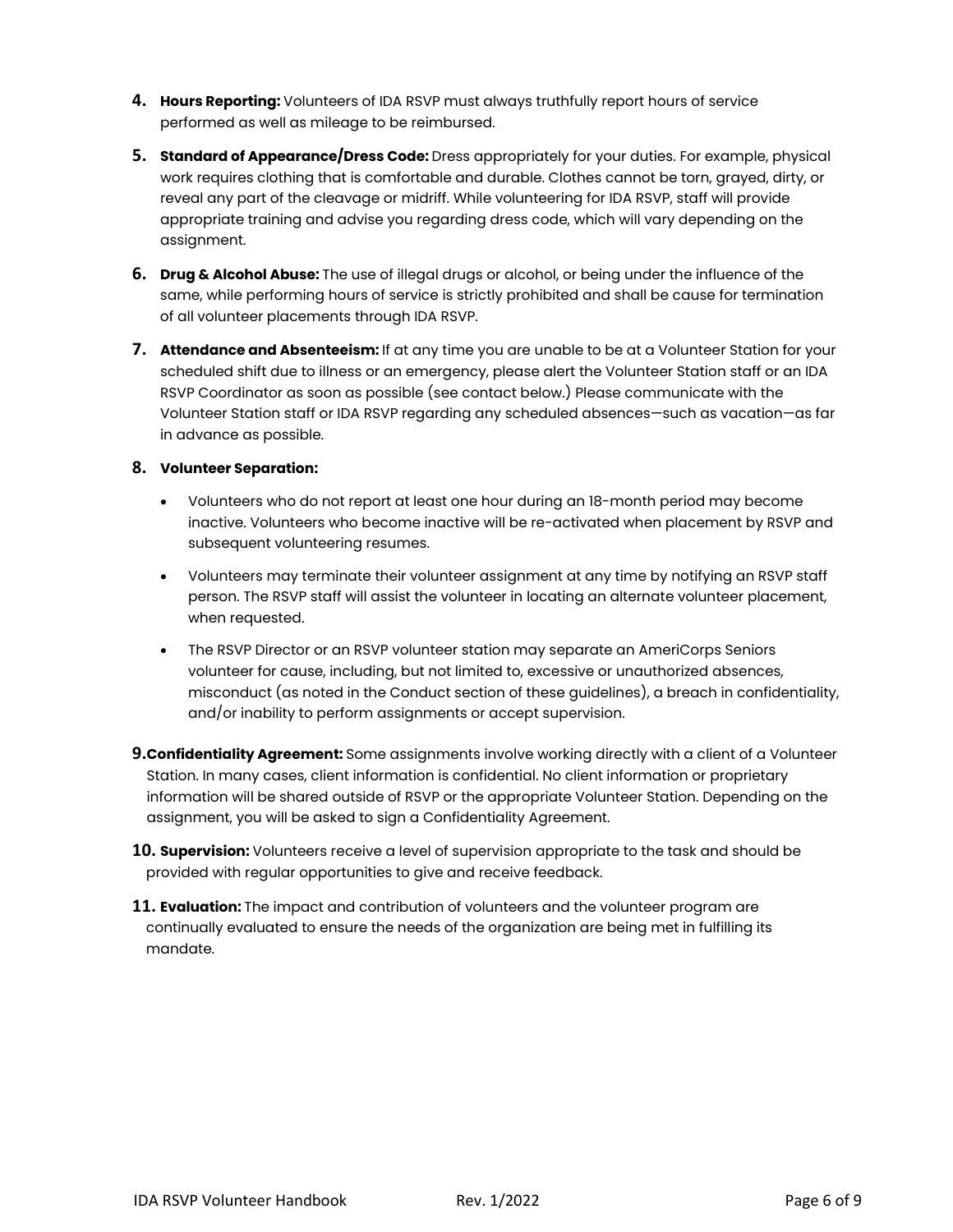4. **Hours Reporting:** Volunteers of IDA RSVP must always truthfully report hours of service performed as well as mileage to be reimbursed.

5. **Standard of Appearance/Dress Code:** Dress appropriately for your duties. For example, physical work requires clothing that is comfortable and durable. Clothes cannot be torn, grayed, dirty, or reveal any part of the cleavage or midriff. While volunteering for IDA RSVP, staff will provide appropriate training and advise you regarding dress code, which will vary depending on the assignment.

6. **Drug & Alcohol Abuse:** The use of illegal drugs or alcohol, or being under the influence of the same, while performing hours of service is strictly prohibited and shall be cause for termination of all volunteer placements through IDA RSVP.

7. **Attendance and Absenteeism:** If at any time you are unable to be at a Volunteer Station for your scheduled shift due to illness or an emergency, please alert the Volunteer Station staff or an IDA RSVP Coordinator as soon as possible (see contact below.) Please communicate with the Volunteer Station staff or IDA RSVP regarding any scheduled absences—such as vacation—as far in advance as possible.

8. **Volunteer Separation:**

   - Volunteers who do not report at least one hour during an 18-month period may become inactive. Volunteers who become inactive will be re-activated when placement by RSVP and subsequent volunteering resumes.
   - Volunteers may terminate their volunteer assignment at any time by notifying an RSVP staff person. The RSVP staff will assist the volunteer in locating an alternate volunteer placement, when requested.
   - The RSVP Director or an RSVP volunteer station may separate an AmeriCorps Seniors volunteer for cause, including, but not limited to, excessive or unauthorized absences, misconduct (as noted in the Conduct section of these guidelines), a breach in confidentiality, and/or inability to perform assignments or accept supervision.

9. **Confidentiality Agreement:** Some assignments involve working directly with a client of a Volunteer Station. In many cases, client information is confidential. No client information or proprietary information will be shared outside of RSVP or the appropriate Volunteer Station. Depending on the assignment, you will be asked to sign a Confidentiality Agreement.

10. **Supervision:** Volunteers receive a level of supervision appropriate to the task and should be provided with regular opportunities to give and receive feedback.

11. **Evaluation:** The impact and contribution of volunteers and the volunteer program are continually evaluated to ensure the needs of the organization are being met in fulfilling its mandate.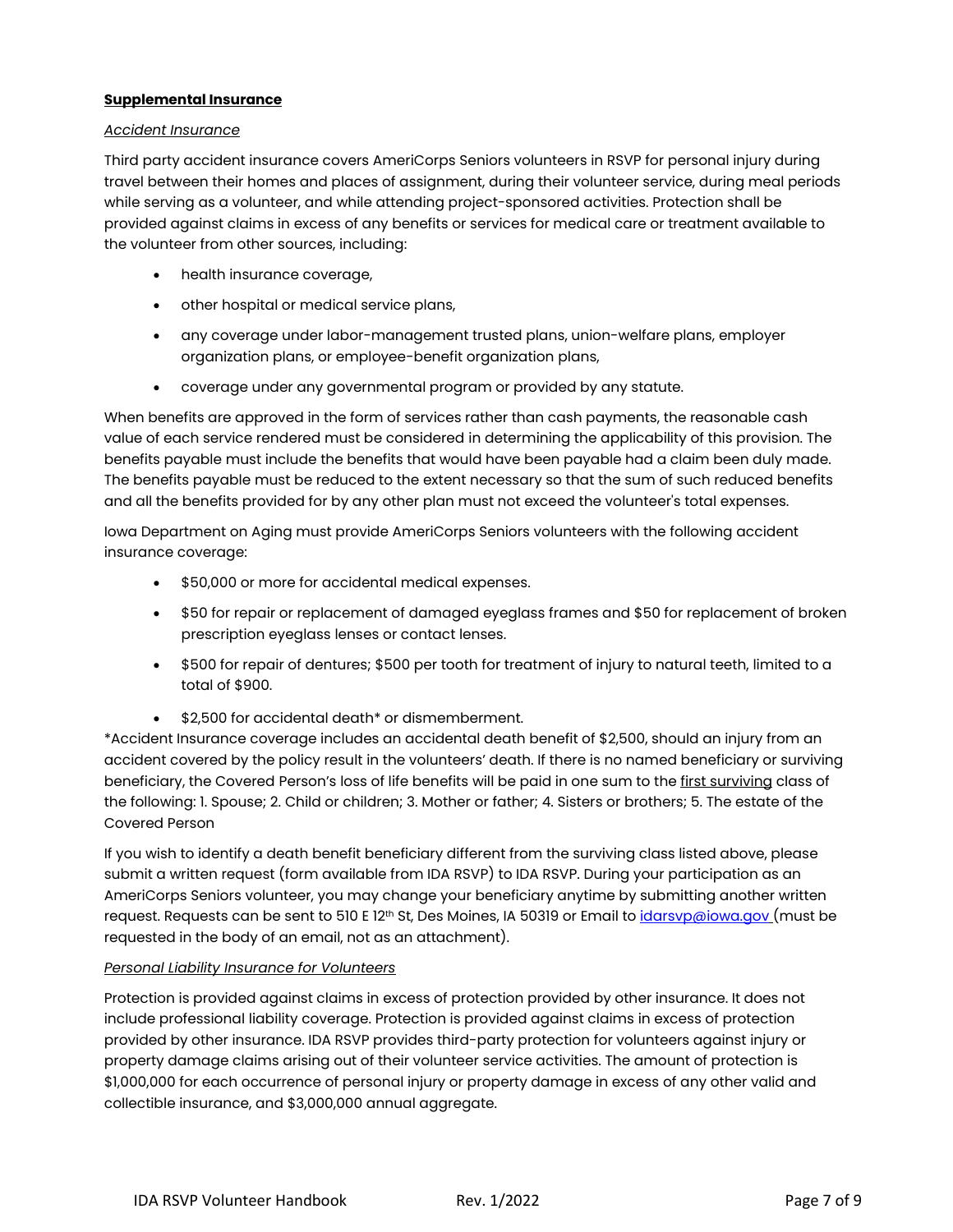**Supplemental Insurance**

*Accident Insurance*

Third party accident insurance covers AmeriCorps Seniors volunteers in RSVP for personal injury during travel between their homes and places of assignment, during their volunteer service, during meal periods while serving as a volunteer, and while attending project-sponsored activities. Protection shall be provided against claims in excess of any benefits or services for medical care or treatment available to the volunteer from other sources, including:

- health insurance coverage,
- other hospital or medical service plans,
- any coverage under labor-management trusted plans, union-welfare plans, employer organization plans, or employee-benefit organization plans,
- coverage under any governmental program or provided by any statute.

When benefits are approved in the form of services rather than cash payments, the reasonable cash value of each service rendered must be considered in determining the applicability of this provision. The benefits payable must include the benefits that would have been payable had a claim been duly made. The benefits payable must be reduced to the extent necessary so that the sum of such reduced benefits and all the benefits provided for by any other plan must not exceed the volunteer's total expenses.

Iowa Department on Aging must provide AmeriCorps Seniors volunteers with the following accident insurance coverage:

- $50,000 or more for accidental medical expenses.
- $50 for repair or replacement of damaged eyeglass frames and $50 for replacement of broken prescription eyeglass lenses or contact lenses.
- $500 for repair of dentures; $500 per tooth for treatment of injury to natural teeth, limited to a total of $900.
- $2,500 for accidental death* or dismemberment.

*Accident Insurance coverage includes an accidental death benefit of $2,500, should an injury from an accident covered by the policy result in the volunteers' death. If there is no named beneficiary or surviving beneficiary, the Covered Person's loss of life benefits will be paid in one sum to the <u>first surviving</u> class of the following: 1. Spouse; 2. Child or children; 3. Mother or father; 4. Sisters or brothers; 5. The estate of the Covered Person

If you wish to identify a death benefit beneficiary different from the surviving class listed above, please submit a written request (form available from IDA RSVP) to IDA RSVP. During your participation as an AmeriCorps Seniors volunteer, you may change your beneficiary anytime by submitting another written request. Requests can be sent to 510 E 12th St, Des Moines, IA 50319 or Email to [idarsvp@iowa.gov](mailto:idarsvp@iowa.gov) (must be requested in the body of an email, not as an attachment).

*Personal Liability Insurance for Volunteers*

Protection is provided against claims in excess of protection provided by other insurance. It does not include professional liability coverage. Protection is provided against claims in excess of protection provided by other insurance. IDA RSVP provides third-party protection for volunteers against injury or property damage claims arising out of their volunteer service activities. The amount of protection is $1,000,000 for each occurrence of personal injury or property damage in excess of any other valid and collectible insurance, and $3,000,000 annual aggregate.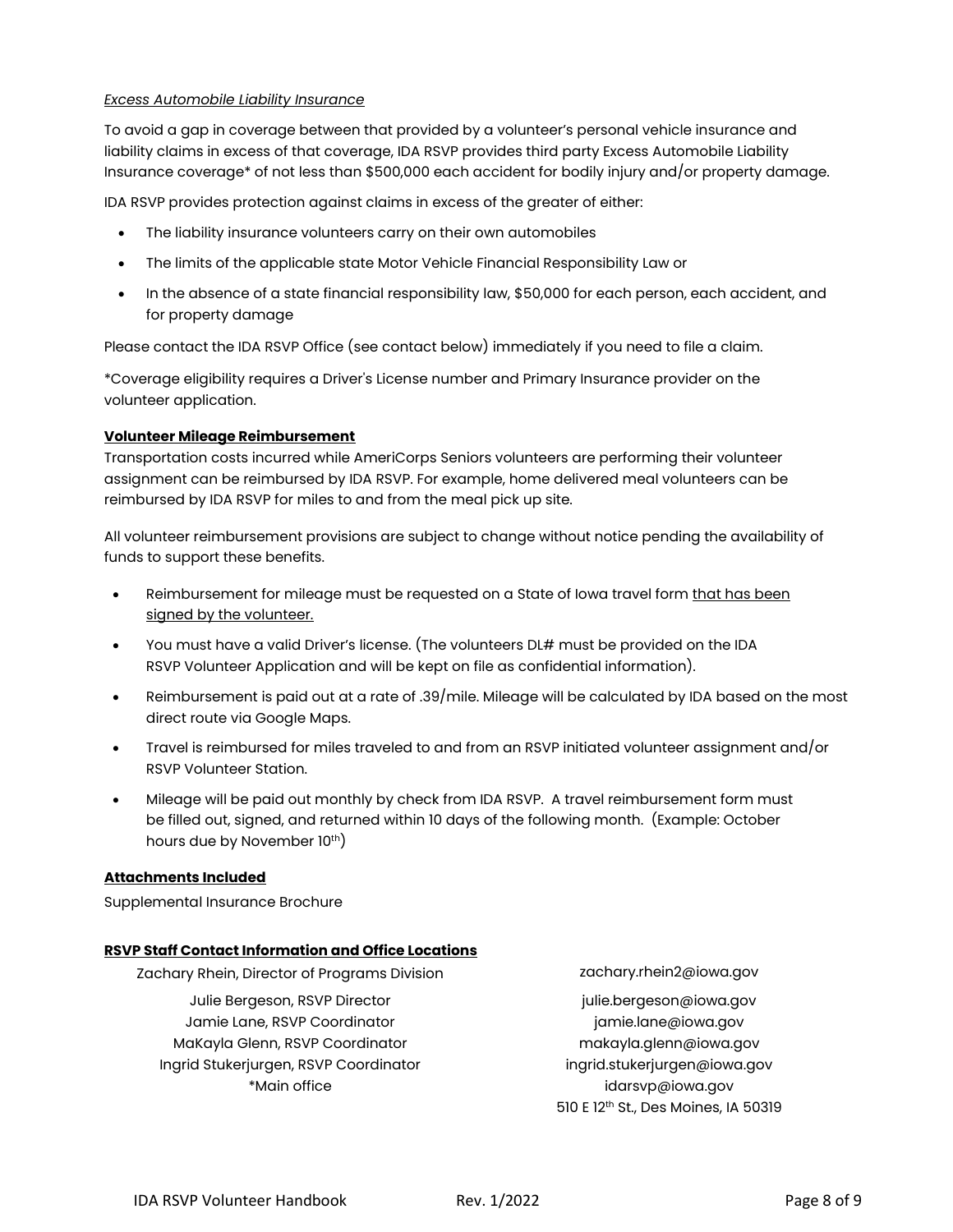*Excess Automobile Liability Insurance*

To avoid a gap in coverage between that provided by a volunteer's personal vehicle insurance and liability claims in excess of that coverage, IDA RSVP provides third party Excess Automobile Liability Insurance coverage* of not less than $500,000 each accident for bodily injury and/or property damage.

IDA RSVP provides protection against claims in excess of the greater of either:

- The liability insurance volunteers carry on their own automobiles
- The limits of the applicable state Motor Vehicle Financial Responsibility Law or
- In the absence of a state financial responsibility law, $50,000 for each person, each accident, and for property damage

Please contact the IDA RSVP Office (see contact below) immediately if you need to file a claim.

*Coverage eligibility requires a Driver's License number and Primary Insurance provider on the volunteer application.

**Volunteer Mileage Reimbursement**

Transportation costs incurred while AmeriCorps Seniors volunteers are performing their volunteer assignment can be reimbursed by IDA RSVP. For example, home delivered meal volunteers can be reimbursed by IDA RSVP for miles to and from the meal pick up site.

All volunteer reimbursement provisions are subject to change without notice pending the availability of funds to support these benefits.

- Reimbursement for mileage must be requested on a State of Iowa travel form <u>that has been signed by the volunteer.</u>
- You must have a valid Driver's license. (The volunteers DL# must be provided on the IDA RSVP Volunteer Application and will be kept on file as confidential information).
- Reimbursement is paid out at a rate of .39/mile. Mileage will be calculated by IDA based on the most direct route via Google Maps.
- Travel is reimbursed for miles traveled to and from an RSVP initiated volunteer assignment and/or RSVP Volunteer Station.
- Mileage will be paid out monthly by check from IDA RSVP. A travel reimbursement form must be filled out, signed, and returned within 10 days of the following month. (Example: October hours due by November 10th)

**Attachments Included**

Supplemental Insurance Brochure

**RSVP Staff Contact Information and Office Locations**

| | |
|---|---|
| Zachary Rhein, Director of Programs Division | zachary.rhein2@iowa.gov |
| Julie Bergeson, RSVP Director | julie.bergeson@iowa.gov |
| Jamie Lane, RSVP Coordinator | jamie.lane@iowa.gov |
| MaKayla Glenn, RSVP Coordinator | makayla.glenn@iowa.gov |
| Ingrid Stukerjurgen, RSVP Coordinator | ingrid.stukerjurgen@iowa.gov |
| *Main office | idarsvp@iowa.gov<br>510 E 12th St., Des Moines, IA 50319 |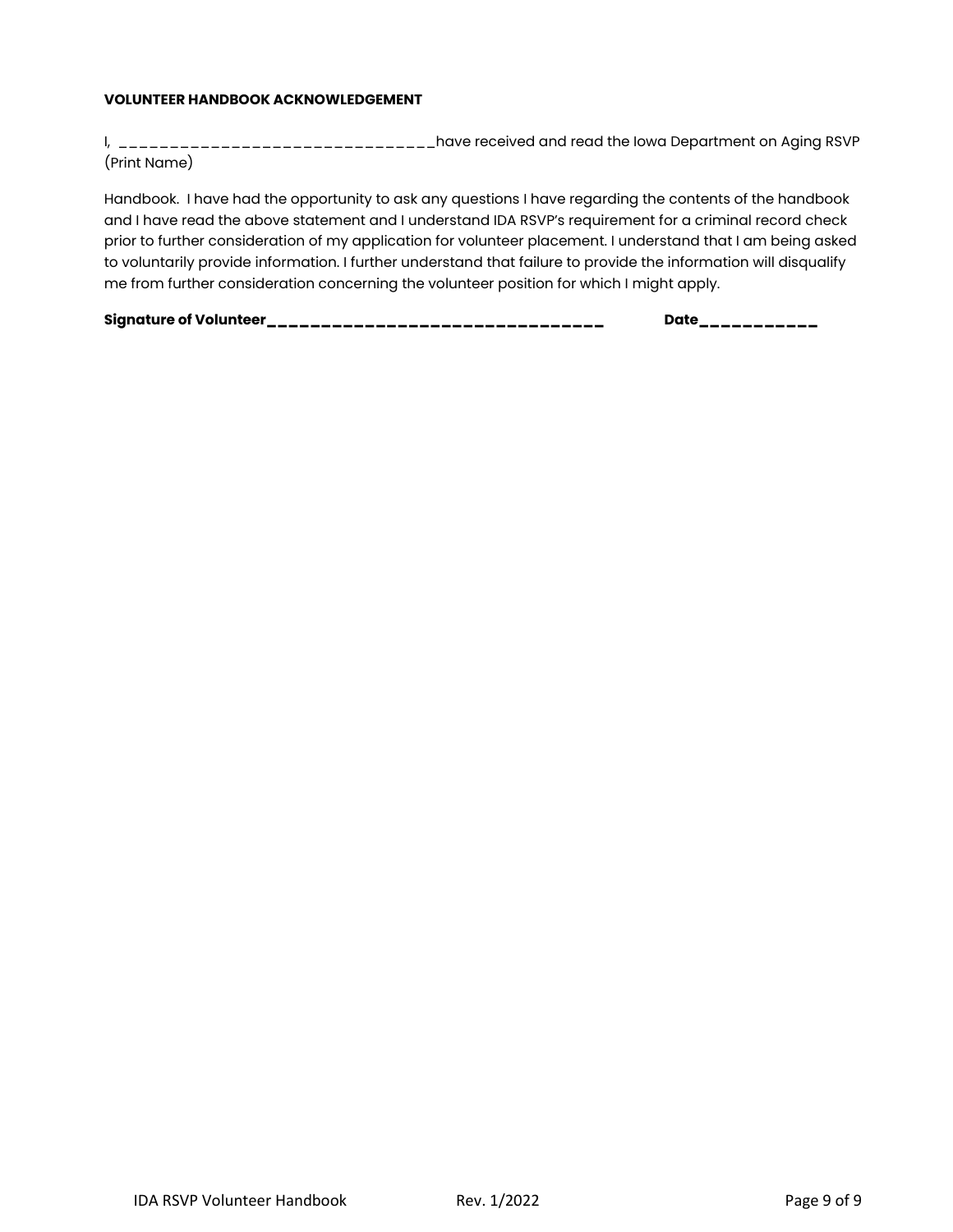**VOLUNTEER HANDBOOK ACKNOWLEDGEMENT**

I, ______________________________ have received and read the Iowa Department on Aging RSVP
(Print Name)

Handbook. I have had the opportunity to ask any questions I have regarding the contents of the handbook and I have read the above statement and I understand IDA RSVP's requirement for a criminal record check prior to further consideration of my application for volunteer placement. I understand that I am being asked to voluntarily provide information. I further understand that failure to provide the information will disqualify me from further consideration concerning the volunteer position for which I might apply.

**Signature of Volunteer________________________________ Date___________**